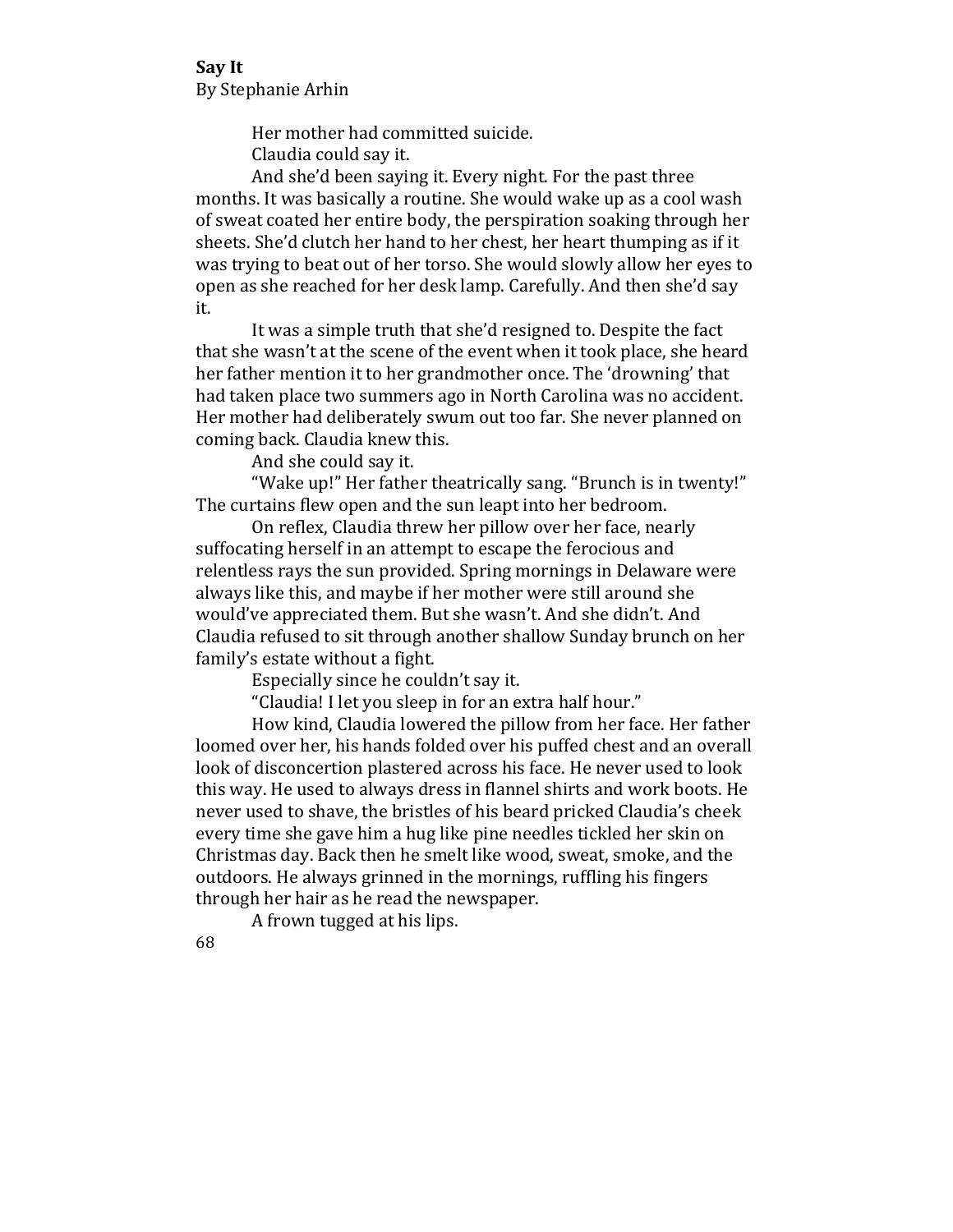**Say It**

By Stephanie Arhin

Her mother had committed suicide.

Claudia could say it.

And she'd been saying it. Every night. For the past three months. It was basically a routine. She would wake up as a cool wash of sweat coated her entire body, the perspiration soaking through her sheets. She'd clutch her hand to her chest, her heart thumping as if it was trying to beat out of her torso. She would slowly allow her eyes to open as she reached for her desk lamp. Carefully. And then she'd say it.

It was a simple truth that she'd resigned to. Despite the fact that she wasn't at the scene of the event when it took place, she heard her father mention it to her grandmother once. The 'drowning' that had taken place two summers ago in North Carolina was no accident. Her mother had deliberately swum out too far. She never planned on coming back. Claudia knew this.

And she could say it.

"Wake up!" Her father theatrically sang. "Brunch is in twenty!" The curtains flew open and the sun leapt into her bedroom.

On reflex, Claudia threw her pillow over her face, nearly suffocating herself in an attempt to escape the ferocious and relentless rays the sun provided. Spring mornings in Delaware were always like this, and maybe if her mother were still around she would've appreciated them. But she wasn't. And she didn't. And Claudia refused to sit through another shallow Sunday brunch on her family's estate without a fight.

Especially since he couldn't say it.

"Claudia! I let you sleep in for an extra half hour."

How kind, Claudia lowered the pillow from her face. Her father loomed over her, his hands folded over his puffed chest and an overall look of disconcertion plastered across his face. He never used to look this way. He used to always dress in flannel shirts and work boots. He never used to shave, the bristles of his beard pricked Claudia's cheek every time she gave him a hug like pine needles tickled her skin on Christmas day. Back then he smelt like wood, sweat, smoke, and the outdoors. He always grinned in the mornings, ruffling his fingers through her hair as he read the newspaper.

A frown tugged at his lips.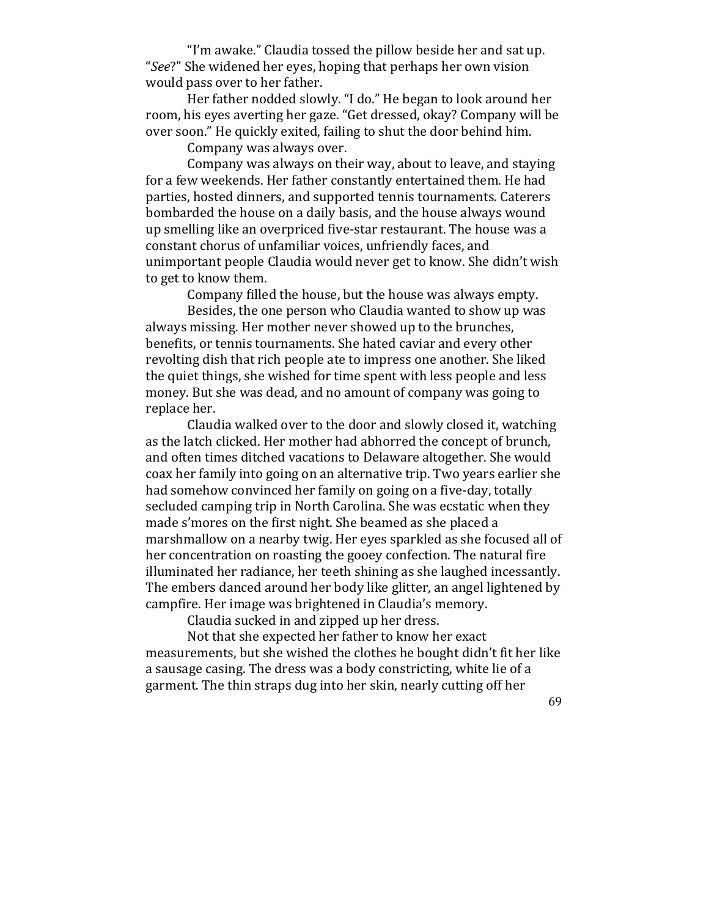"I'm awake." Claudia tossed the pillow beside her and sat up. "*See*?" She widened her eyes, hoping that perhaps her own vision would pass over to her father.

Her father nodded slowly. "I do." He began to look around her room, his eyes averting her gaze. "Get dressed, okay? Company will be over soon." He quickly exited, failing to shut the door behind him.

Company was always over.

Company was always on their way, about to leave, and staying for a few weekends. Her father constantly entertained them. He had parties, hosted dinners, and supported tennis tournaments. Caterers bombarded the house on a daily basis, and the house always wound up smelling like an overpriced five-star restaurant. The house was a constant chorus of unfamiliar voices, unfriendly faces, and unimportant people Claudia would never get to know. She didn't wish to get to know them.

Company filled the house, but the house was always empty.

Besides, the one person who Claudia wanted to show up was always missing. Her mother never showed up to the brunches, benefits, or tennis tournaments. She hated caviar and every other revolting dish that rich people ate to impress one another. She liked the quiet things, she wished for time spent with less people and less money. But she was dead, and no amount of company was going to replace her.

Claudia walked over to the door and slowly closed it, watching as the latch clicked. Her mother had abhorred the concept of brunch, and often times ditched vacations to Delaware altogether. She would coax her family into going on an alternative trip. Two years earlier she had somehow convinced her family on going on a five-day, totally secluded camping trip in North Carolina. She was ecstatic when they made s'mores on the first night. She beamed as she placed a marshmallow on a nearby twig. Her eyes sparkled as she focused all of her concentration on roasting the gooey confection. The natural fire illuminated her radiance, her teeth shining as she laughed incessantly. The embers danced around her body like glitter, an angel lightened by campfire. Her image was brightened in Claudia's memory.

Claudia sucked in and zipped up her dress.

Not that she expected her father to know her exact measurements, but she wished the clothes he bought didn't fit her like a sausage casing. The dress was a body constricting, white lie of a garment. The thin straps dug into her skin, nearly cutting off her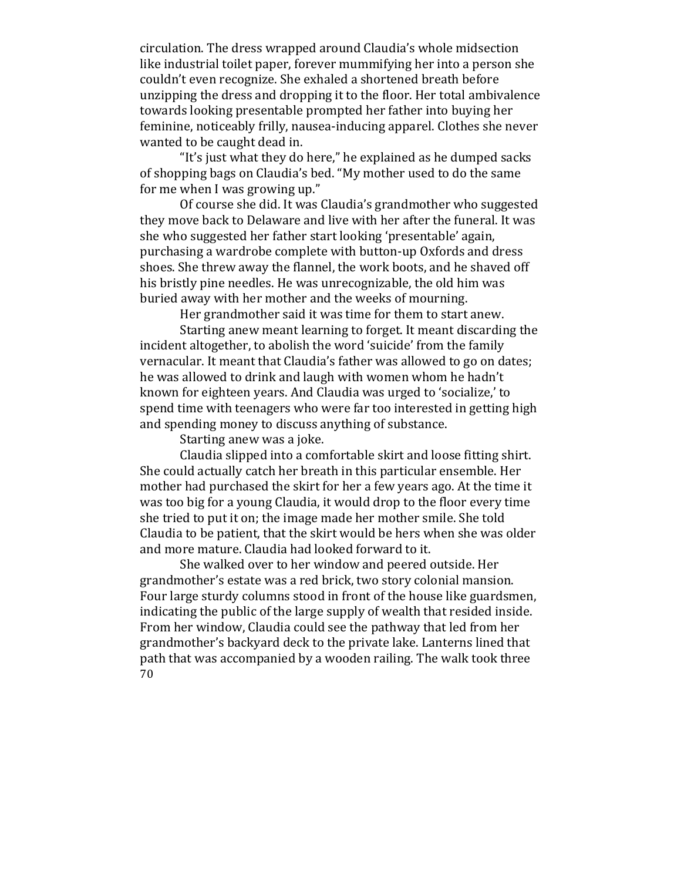circulation. The dress wrapped around Claudia's whole midsection like industrial toilet paper, forever mummifying her into a person she couldn't even recognize. She exhaled a shortened breath before unzipping the dress and dropping it to the floor. Her total ambivalence towards looking presentable prompted her father into buying her feminine, noticeably frilly, nausea-inducing apparel. Clothes she never wanted to be caught dead in.

"It's just what they do here," he explained as he dumped sacks of shopping bags on Claudia's bed. "My mother used to do the same for me when I was growing up."

Of course she did. It was Claudia's grandmother who suggested they move back to Delaware and live with her after the funeral. It was she who suggested her father start looking 'presentable' again, purchasing a wardrobe complete with button-up Oxfords and dress shoes. She threw away the flannel, the work boots, and he shaved off his bristly pine needles. He was unrecognizable, the old him was buried away with her mother and the weeks of mourning.

Her grandmother said it was time for them to start anew.

Starting anew meant learning to forget. It meant discarding the incident altogether, to abolish the word 'suicide' from the family vernacular. It meant that Claudia's father was allowed to go on dates; he was allowed to drink and laugh with women whom he hadn't known for eighteen years. And Claudia was urged to 'socialize,' to spend time with teenagers who were far too interested in getting high and spending money to discuss anything of substance.

Starting anew was a joke.

Claudia slipped into a comfortable skirt and loose fitting shirt. She could actually catch her breath in this particular ensemble. Her mother had purchased the skirt for her a few years ago. At the time it was too big for a young Claudia, it would drop to the floor every time she tried to put it on; the image made her mother smile. She told Claudia to be patient, that the skirt would be hers when she was older and more mature. Claudia had looked forward to it.

She walked over to her window and peered outside. Her grandmother's estate was a red brick, two story colonial mansion. Four large sturdy columns stood in front of the house like guardsmen, indicating the public of the large supply of wealth that resided inside. From her window, Claudia could see the pathway that led from her grandmother's backyard deck to the private lake. Lanterns lined that path that was accompanied by a wooden railing. The walk took three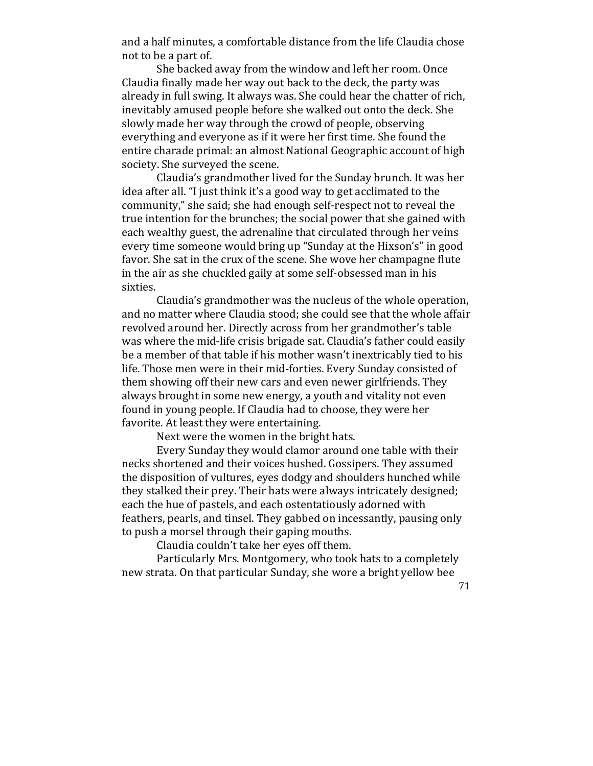and a half minutes, a comfortable distance from the life Claudia chose not to be a part of.

She backed away from the window and left her room. Once Claudia finally made her way out back to the deck, the party was already in full swing. It always was. She could hear the chatter of rich, inevitably amused people before she walked out onto the deck. She slowly made her way through the crowd of people, observing everything and everyone as if it were her first time. She found the entire charade primal: an almost National Geographic account of high society. She surveyed the scene.

Claudia's grandmother lived for the Sunday brunch. It was her idea after all. "I just think it's a good way to get acclimated to the community," she said; she had enough self-respect not to reveal the true intention for the brunches; the social power that she gained with each wealthy guest, the adrenaline that circulated through her veins every time someone would bring up "Sunday at the Hixson's" in good favor. She sat in the crux of the scene. She wove her champagne flute in the air as she chuckled gaily at some self-obsessed man in his sixties.

Claudia's grandmother was the nucleus of the whole operation, and no matter where Claudia stood; she could see that the whole affair revolved around her. Directly across from her grandmother's table was where the mid-life crisis brigade sat. Claudia's father could easily be a member of that table if his mother wasn't inextricably tied to his life. Those men were in their mid-forties. Every Sunday consisted of them showing off their new cars and even newer girlfriends. They always brought in some new energy, a youth and vitality not even found in young people. If Claudia had to choose, they were her favorite. At least they were entertaining.

Next were the women in the bright hats.

Every Sunday they would clamor around one table with their necks shortened and their voices hushed. Gossipers. They assumed the disposition of vultures, eyes dodgy and shoulders hunched while they stalked their prey. Their hats were always intricately designed; each the hue of pastels, and each ostentatiously adorned with feathers, pearls, and tinsel. They gabbed on incessantly, pausing only to push a morsel through their gaping mouths.

Claudia couldn't take her eyes off them.

Particularly Mrs. Montgomery, who took hats to a completely new strata. On that particular Sunday, she wore a bright yellow bee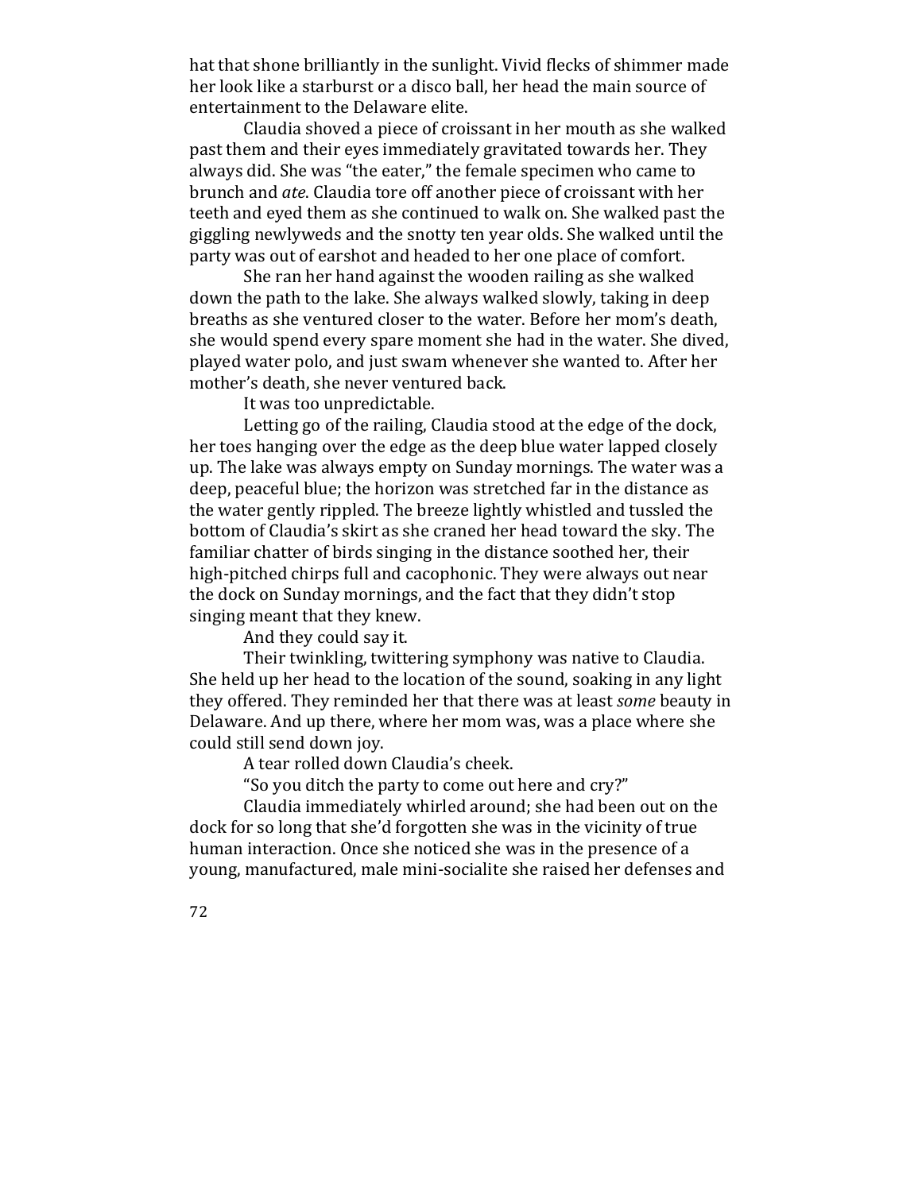hat that shone brilliantly in the sunlight. Vivid flecks of shimmer made her look like a starburst or a disco ball, her head the main source of entertainment to the Delaware elite.

Claudia shoved a piece of croissant in her mouth as she walked past them and their eyes immediately gravitated towards her. They always did. She was "the eater," the female specimen who came to brunch and *ate*. Claudia tore off another piece of croissant with her teeth and eyed them as she continued to walk on. She walked past the giggling newlyweds and the snotty ten year olds. She walked until the party was out of earshot and headed to her one place of comfort.

She ran her hand against the wooden railing as she walked down the path to the lake. She always walked slowly, taking in deep breaths as she ventured closer to the water. Before her mom's death, she would spend every spare moment she had in the water. She dived, played water polo, and just swam whenever she wanted to. After her mother's death, she never ventured back.

It was too unpredictable.

Letting go of the railing, Claudia stood at the edge of the dock, her toes hanging over the edge as the deep blue water lapped closely up. The lake was always empty on Sunday mornings. The water was a deep, peaceful blue; the horizon was stretched far in the distance as the water gently rippled. The breeze lightly whistled and tussled the bottom of Claudia's skirt as she craned her head toward the sky. The familiar chatter of birds singing in the distance soothed her, their high-pitched chirps full and cacophonic. They were always out near the dock on Sunday mornings, and the fact that they didn't stop singing meant that they knew.

And they could say it.

Their twinkling, twittering symphony was native to Claudia. She held up her head to the location of the sound, soaking in any light they offered. They reminded her that there was at least *some* beauty in Delaware. And up there, where her mom was, was a place where she could still send down joy.

A tear rolled down Claudia's cheek.

"So you ditch the party to come out here and cry?"

Claudia immediately whirled around; she had been out on the dock for so long that she'd forgotten she was in the vicinity of true human interaction. Once she noticed she was in the presence of a young, manufactured, male mini-socialite she raised her defenses and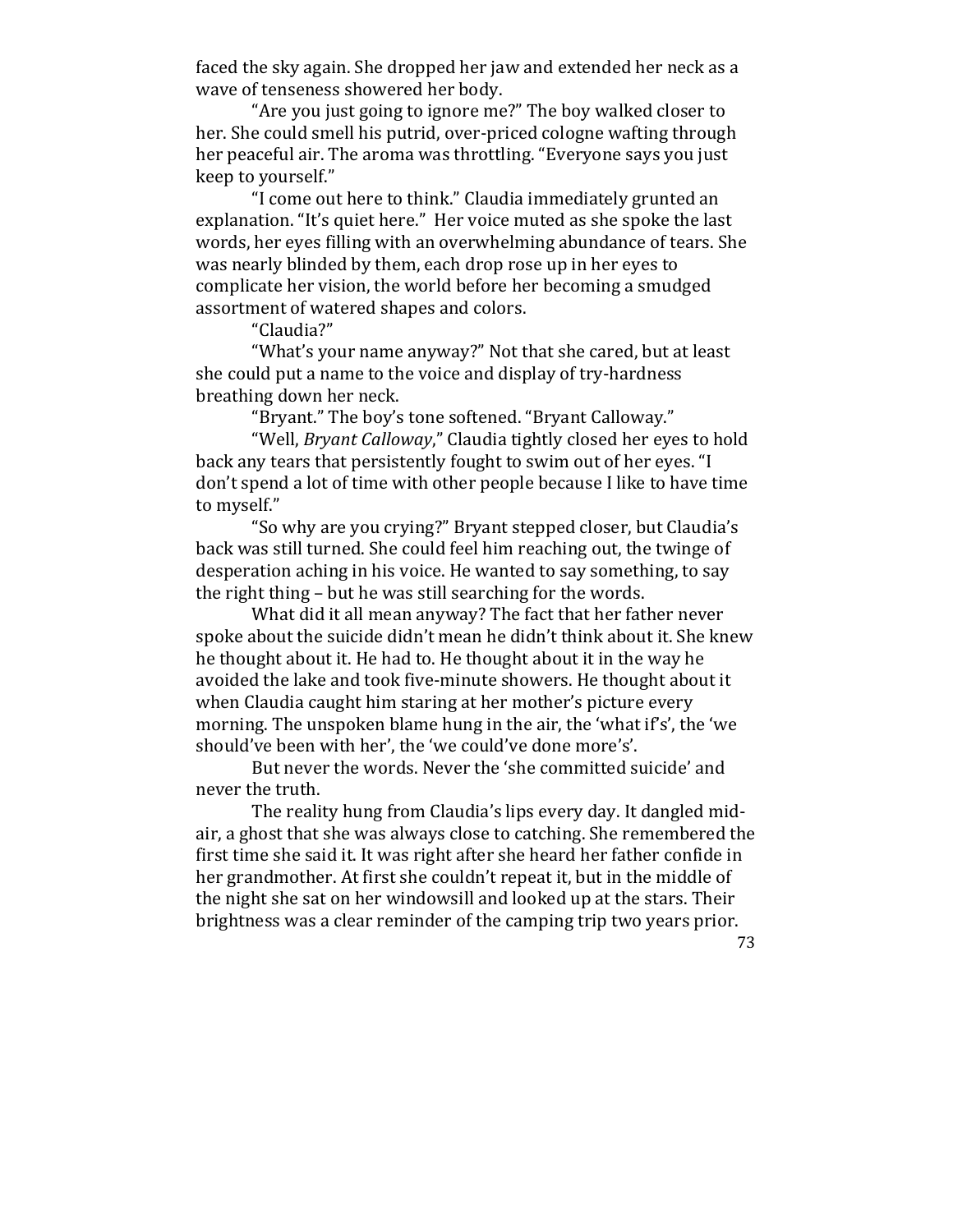faced the sky again. She dropped her jaw and extended her neck as a wave of tenseness showered her body.

"Are you just going to ignore me?" The boy walked closer to her. She could smell his putrid, over-priced cologne wafting through her peaceful air. The aroma was throttling. "Everyone says you just keep to yourself."

"I come out here to think." Claudia immediately grunted an explanation. "It's quiet here." Her voice muted as she spoke the last words, her eyes filling with an overwhelming abundance of tears. She was nearly blinded by them, each drop rose up in her eyes to complicate her vision, the world before her becoming a smudged assortment of watered shapes and colors.

"Claudia?"

"What's your name anyway?" Not that she cared, but at least she could put a name to the voice and display of try-hardness breathing down her neck.

"Bryant." The boy's tone softened. "Bryant Calloway."

"Well, *Bryant Calloway*," Claudia tightly closed her eyes to hold back any tears that persistently fought to swim out of her eyes. "I don't spend a lot of time with other people because I like to have time to myself."

"So why are you crying?" Bryant stepped closer, but Claudia's back was still turned. She could feel him reaching out, the twinge of desperation aching in his voice. He wanted to say something, to say the right thing – but he was still searching for the words.

What did it all mean anyway? The fact that her father never spoke about the suicide didn't mean he didn't think about it. She knew he thought about it. He had to. He thought about it in the way he avoided the lake and took five-minute showers. He thought about it when Claudia caught him staring at her mother's picture every morning. The unspoken blame hung in the air, the 'what if's', the 'we should've been with her', the 'we could've done more's'.

But never the words. Never the 'she committed suicide' and never the truth.

The reality hung from Claudia's lips every day. It dangled mid-air, a ghost that she was always close to catching. She remembered the first time she said it. It was right after she heard her father confide in her grandmother. At first she couldn't repeat it, but in the middle of the night she sat on her windowsill and looked up at the stars. Their brightness was a clear reminder of the camping trip two years prior.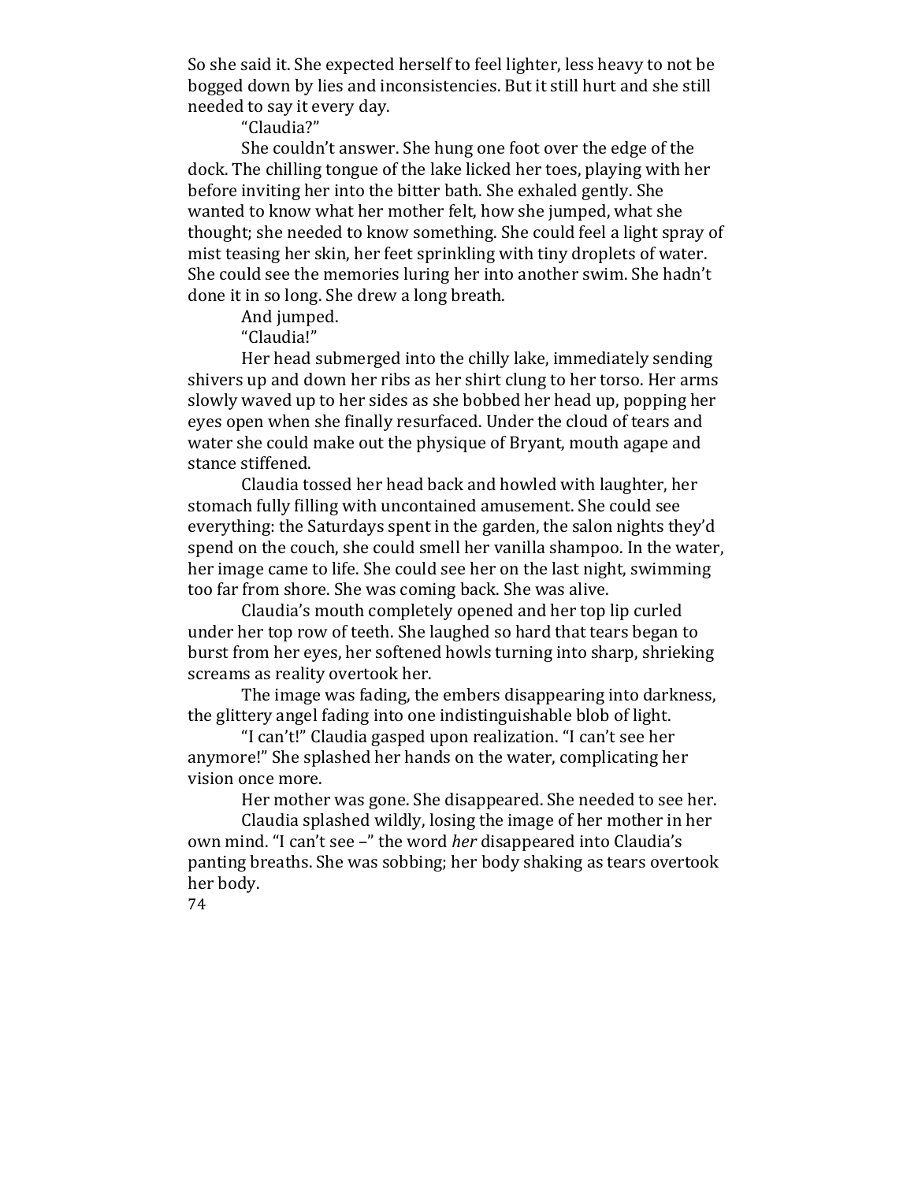So she said it. She expected herself to feel lighter, less heavy to not be bogged down by lies and inconsistencies. But it still hurt and she still needed to say it every day.

"Claudia?"

She couldn't answer. She hung one foot over the edge of the dock. The chilling tongue of the lake licked her toes, playing with her before inviting her into the bitter bath. She exhaled gently. She wanted to know what her mother felt, how she jumped, what she thought; she needed to know something. She could feel a light spray of mist teasing her skin, her feet sprinkling with tiny droplets of water. She could see the memories luring her into another swim. She hadn't done it in so long. She drew a long breath.

And jumped.

"Claudia!"

Her head submerged into the chilly lake, immediately sending shivers up and down her ribs as her shirt clung to her torso. Her arms slowly waved up to her sides as she bobbed her head up, popping her eyes open when she finally resurfaced. Under the cloud of tears and water she could make out the physique of Bryant, mouth agape and stance stiffened.

Claudia tossed her head back and howled with laughter, her stomach fully filling with uncontained amusement. She could see everything: the Saturdays spent in the garden, the salon nights they'd spend on the couch, she could smell her vanilla shampoo. In the water, her image came to life. She could see her on the last night, swimming too far from shore. She was coming back. She was alive.

Claudia's mouth completely opened and her top lip curled under her top row of teeth. She laughed so hard that tears began to burst from her eyes, her softened howls turning into sharp, shrieking screams as reality overtook her.

The image was fading, the embers disappearing into darkness, the glittery angel fading into one indistinguishable blob of light.

"I can't!" Claudia gasped upon realization. "I can't see her anymore!" She splashed her hands on the water, complicating her vision once more.

Her mother was gone. She disappeared. She needed to see her.

Claudia splashed wildly, losing the image of her mother in her own mind. "I can't see –" the word *her* disappeared into Claudia's panting breaths. She was sobbing; her body shaking as tears overtook her body.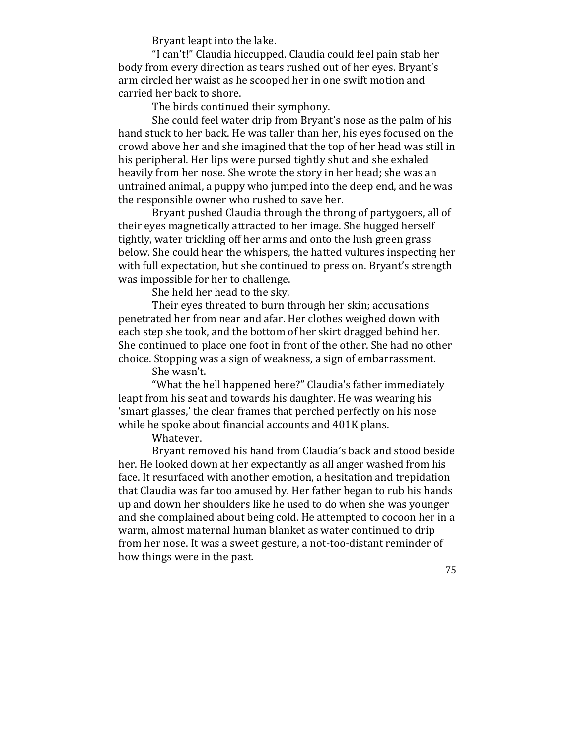Bryant leapt into the lake.

"I can't!" Claudia hiccupped. Claudia could feel pain stab her body from every direction as tears rushed out of her eyes. Bryant's arm circled her waist as he scooped her in one swift motion and carried her back to shore.

The birds continued their symphony.

She could feel water drip from Bryant's nose as the palm of his hand stuck to her back. He was taller than her, his eyes focused on the crowd above her and she imagined that the top of her head was still in his peripheral. Her lips were pursed tightly shut and she exhaled heavily from her nose. She wrote the story in her head; she was an untrained animal, a puppy who jumped into the deep end, and he was the responsible owner who rushed to save her.

Bryant pushed Claudia through the throng of partygoers, all of their eyes magnetically attracted to her image. She hugged herself tightly, water trickling off her arms and onto the lush green grass below. She could hear the whispers, the hatted vultures inspecting her with full expectation, but she continued to press on. Bryant's strength was impossible for her to challenge.

She held her head to the sky.

Their eyes threated to burn through her skin; accusations penetrated her from near and afar. Her clothes weighed down with each step she took, and the bottom of her skirt dragged behind her. She continued to place one foot in front of the other. She had no other choice. Stopping was a sign of weakness, a sign of embarrassment.

She wasn't.

"What the hell happened here?" Claudia's father immediately leapt from his seat and towards his daughter. He was wearing his 'smart glasses,' the clear frames that perched perfectly on his nose while he spoke about financial accounts and 401K plans.

Whatever.

Bryant removed his hand from Claudia's back and stood beside her. He looked down at her expectantly as all anger washed from his face. It resurfaced with another emotion, a hesitation and trepidation that Claudia was far too amused by. Her father began to rub his hands up and down her shoulders like he used to do when she was younger and she complained about being cold. He attempted to cocoon her in a warm, almost maternal human blanket as water continued to drip from her nose. It was a sweet gesture, a not-too-distant reminder of how things were in the past.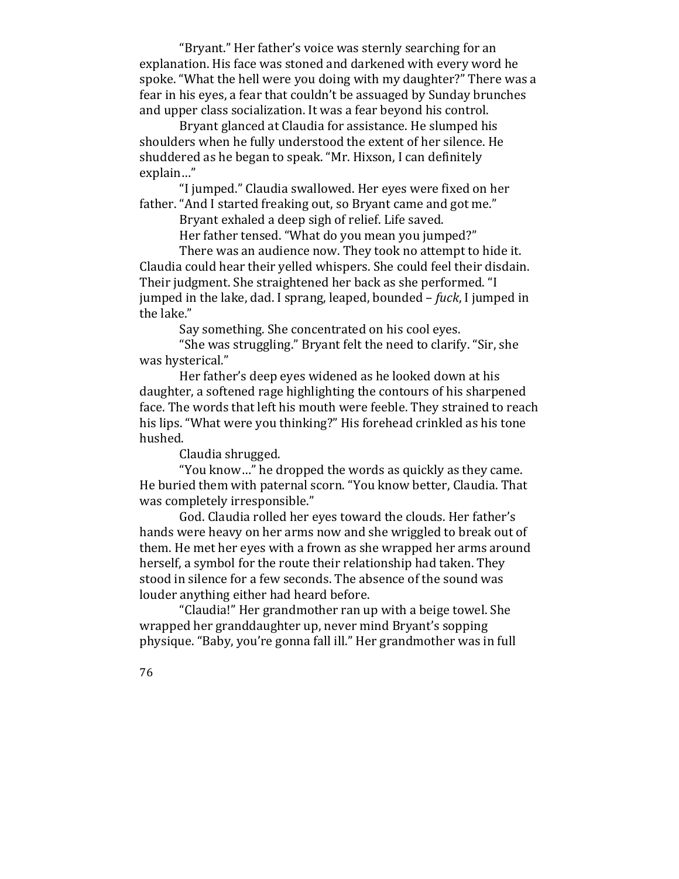"Bryant." Her father's voice was sternly searching for an explanation. His face was stoned and darkened with every word he spoke. "What the hell were you doing with my daughter?" There was a fear in his eyes, a fear that couldn't be assuaged by Sunday brunches and upper class socialization. It was a fear beyond his control.

Bryant glanced at Claudia for assistance. He slumped his shoulders when he fully understood the extent of her silence. He shuddered as he began to speak. "Mr. Hixson, I can definitely explain…"

"I jumped." Claudia swallowed. Her eyes were fixed on her father. "And I started freaking out, so Bryant came and got me."

Bryant exhaled a deep sigh of relief. Life saved.

Her father tensed. "What do you mean you jumped?"

There was an audience now. They took no attempt to hide it. Claudia could hear their yelled whispers. She could feel their disdain. Their judgment. She straightened her back as she performed. "I jumped in the lake, dad. I sprang, leaped, bounded – *fuck*, I jumped in the lake."

Say something. She concentrated on his cool eyes.

"She was struggling." Bryant felt the need to clarify. "Sir, she was hysterical."

Her father's deep eyes widened as he looked down at his daughter, a softened rage highlighting the contours of his sharpened face. The words that left his mouth were feeble. They strained to reach his lips. "What were you thinking?" His forehead crinkled as his tone hushed.

Claudia shrugged.

"You know…" he dropped the words as quickly as they came. He buried them with paternal scorn. "You know better, Claudia. That was completely irresponsible."

God. Claudia rolled her eyes toward the clouds. Her father's hands were heavy on her arms now and she wriggled to break out of them. He met her eyes with a frown as she wrapped her arms around herself, a symbol for the route their relationship had taken. They stood in silence for a few seconds. The absence of the sound was louder anything either had heard before.

"Claudia!" Her grandmother ran up with a beige towel. She wrapped her granddaughter up, never mind Bryant's sopping physique. "Baby, you're gonna fall ill." Her grandmother was in full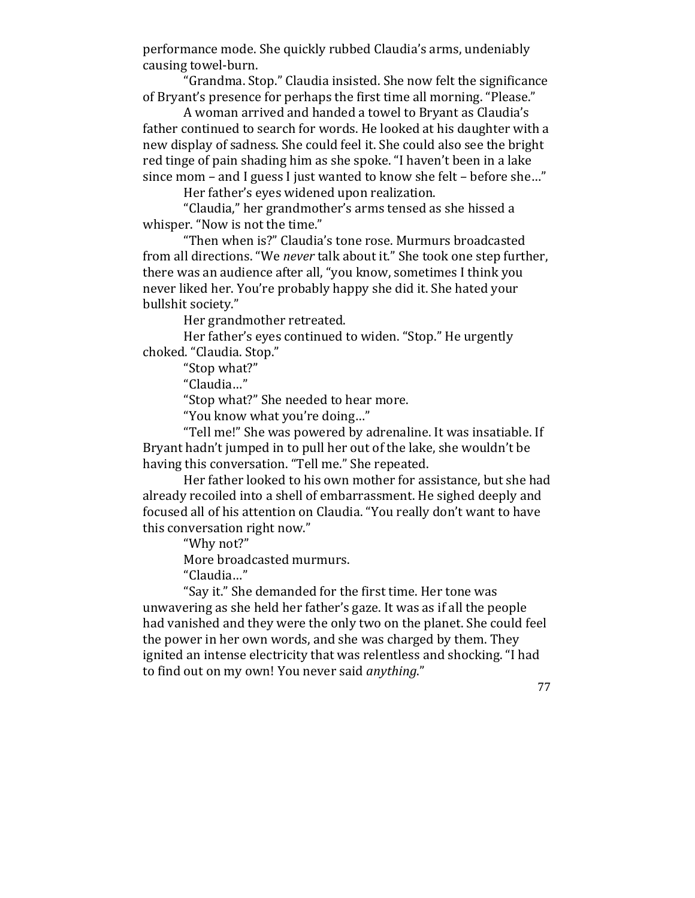performance mode. She quickly rubbed Claudia's arms, undeniably causing towel-burn.

"Grandma. Stop." Claudia insisted. She now felt the significance of Bryant's presence for perhaps the first time all morning. "Please."

A woman arrived and handed a towel to Bryant as Claudia's father continued to search for words. He looked at his daughter with a new display of sadness. She could feel it. She could also see the bright red tinge of pain shading him as she spoke. "I haven't been in a lake since mom – and I guess I just wanted to know she felt – before she…"

Her father's eyes widened upon realization.

"Claudia," her grandmother's arms tensed as she hissed a whisper. "Now is not the time."

"Then when is?" Claudia's tone rose. Murmurs broadcasted from all directions. "We *never* talk about it." She took one step further, there was an audience after all, "you know, sometimes I think you never liked her. You're probably happy she did it. She hated your bullshit society."

Her grandmother retreated.

Her father's eyes continued to widen. "Stop." He urgently choked. "Claudia. Stop."

"Stop what?"

"Claudia…"

"Stop what?" She needed to hear more.

"You know what you're doing…"

"Tell me!" She was powered by adrenaline. It was insatiable. If Bryant hadn't jumped in to pull her out of the lake, she wouldn't be having this conversation. "Tell me." She repeated.

Her father looked to his own mother for assistance, but she had already recoiled into a shell of embarrassment. He sighed deeply and focused all of his attention on Claudia. "You really don't want to have this conversation right now."

"Why not?"

More broadcasted murmurs.

"Claudia…"

"Say it." She demanded for the first time. Her tone was unwavering as she held her father's gaze. It was as if all the people had vanished and they were the only two on the planet. She could feel the power in her own words, and she was charged by them. They ignited an intense electricity that was relentless and shocking. "I had to find out on my own! You never said *anything*."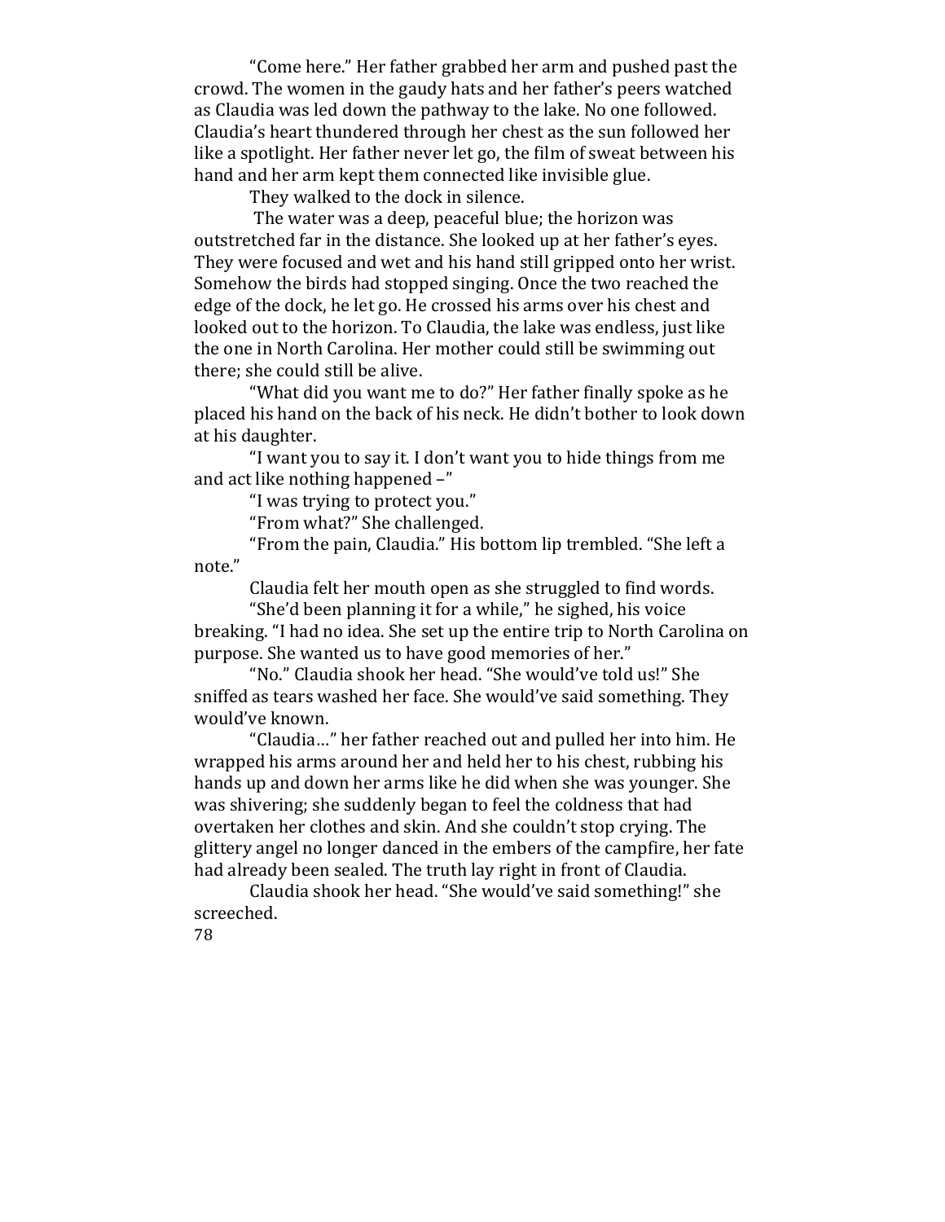"Come here." Her father grabbed her arm and pushed past the crowd. The women in the gaudy hats and her father's peers watched as Claudia was led down the pathway to the lake. No one followed. Claudia's heart thundered through her chest as the sun followed her like a spotlight. Her father never let go, the film of sweat between his hand and her arm kept them connected like invisible glue.

They walked to the dock in silence.

The water was a deep, peaceful blue; the horizon was outstretched far in the distance. She looked up at her father's eyes. They were focused and wet and his hand still gripped onto her wrist. Somehow the birds had stopped singing. Once the two reached the edge of the dock, he let go. He crossed his arms over his chest and looked out to the horizon. To Claudia, the lake was endless, just like the one in North Carolina. Her mother could still be swimming out there; she could still be alive.

"What did you want me to do?" Her father finally spoke as he placed his hand on the back of his neck. He didn't bother to look down at his daughter.

"I want you to say it. I don't want you to hide things from me and act like nothing happened –"

"I was trying to protect you."

"From what?" She challenged.

"From the pain, Claudia." His bottom lip trembled. "She left a note."

Claudia felt her mouth open as she struggled to find words.

"She'd been planning it for a while," he sighed, his voice breaking. "I had no idea. She set up the entire trip to North Carolina on purpose. She wanted us to have good memories of her."

"No." Claudia shook her head. "She would've told us!" She sniffed as tears washed her face. She would've said something. They would've known.

"Claudia…" her father reached out and pulled her into him. He wrapped his arms around her and held her to his chest, rubbing his hands up and down her arms like he did when she was younger. She was shivering; she suddenly began to feel the coldness that had overtaken her clothes and skin. And she couldn't stop crying. The glittery angel no longer danced in the embers of the campfire, her fate had already been sealed. The truth lay right in front of Claudia.

Claudia shook her head. "She would've said something!" she screeched.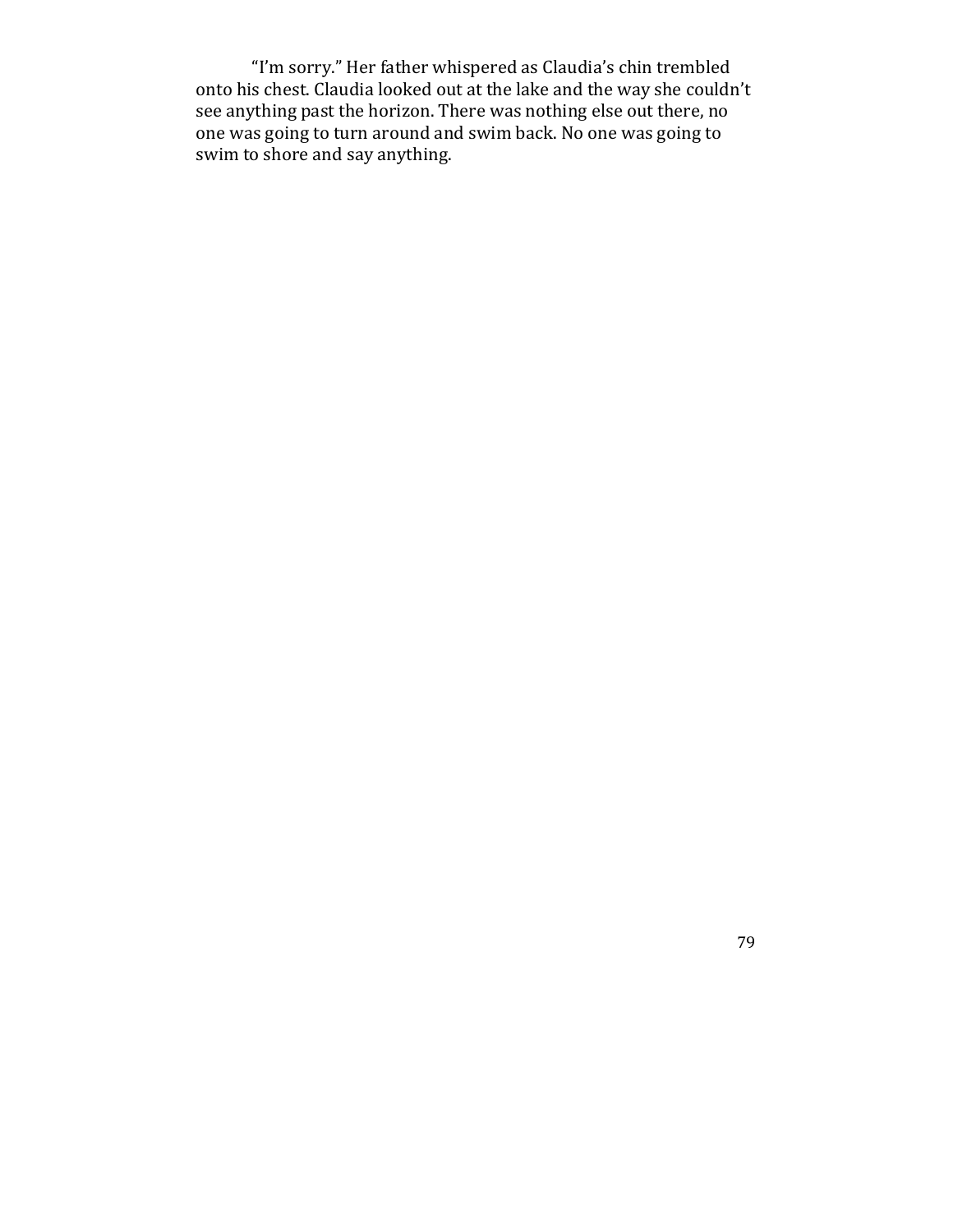"I'm sorry." Her father whispered as Claudia's chin trembled onto his chest. Claudia looked out at the lake and the way she couldn't see anything past the horizon. There was nothing else out there, no one was going to turn around and swim back. No one was going to swim to shore and say anything.